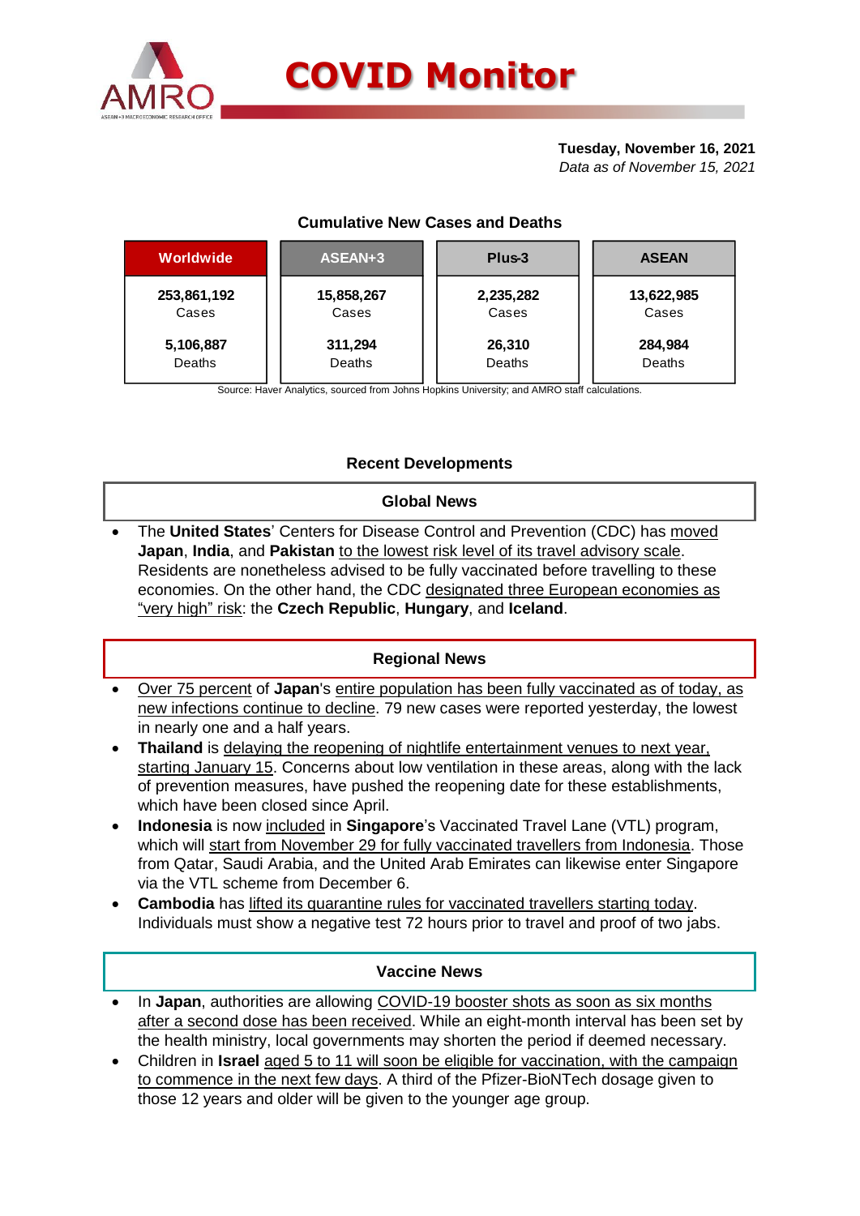# COVID Monitor

**Tuesday, November 16, 2021**
*Data as of November 15, 2021*

### Cumulative New Cases and Deaths

| Worldwide | ASEAN+3 | Plus-3 | ASEAN |
|---|---|---|---|
| **253,861,192** Cases | **15,858,267** Cases | **2,235,282** Cases | **13,622,985** Cases |
| **5,106,887** Deaths | **311,294** Deaths | **26,310** Deaths | **284,984** Deaths |

Source: Haver Analytics, sourced from Johns Hopkins University; and AMRO staff calculations.

## Recent Developments

### Global News

- The **United States**' Centers for Disease Control and Prevention (CDC) has moved **Japan**, **India**, and **Pakistan** to the lowest risk level of its travel advisory scale. Residents are nonetheless advised to be fully vaccinated before travelling to these economies. On the other hand, the CDC designated three European economies as "very high" risk: the **Czech Republic**, **Hungary**, and **Iceland**.

### Regional News

- Over 75 percent of **Japan**'s entire population has been fully vaccinated as of today, as new infections continue to decline. 79 new cases were reported yesterday, the lowest in nearly one and a half years.
- **Thailand** is delaying the reopening of nightlife entertainment venues to next year, starting January 15. Concerns about low ventilation in these areas, along with the lack of prevention measures, have pushed the reopening date for these establishments, which have been closed since April.
- **Indonesia** is now included in **Singapore**'s Vaccinated Travel Lane (VTL) program, which will start from November 29 for fully vaccinated travellers from Indonesia. Those from Qatar, Saudi Arabia, and the United Arab Emirates can likewise enter Singapore via the VTL scheme from December 6.
- **Cambodia** has lifted its quarantine rules for vaccinated travellers starting today. Individuals must show a negative test 72 hours prior to travel and proof of two jabs.

### Vaccine News

- In **Japan**, authorities are allowing COVID-19 booster shots as soon as six months after a second dose has been received. While an eight-month interval has been set by the health ministry, local governments may shorten the period if deemed necessary.
- Children in **Israel** aged 5 to 11 will soon be eligible for vaccination, with the campaign to commence in the next few days. A third of the Pfizer-BioNTech dosage given to those 12 years and older will be given to the younger age group.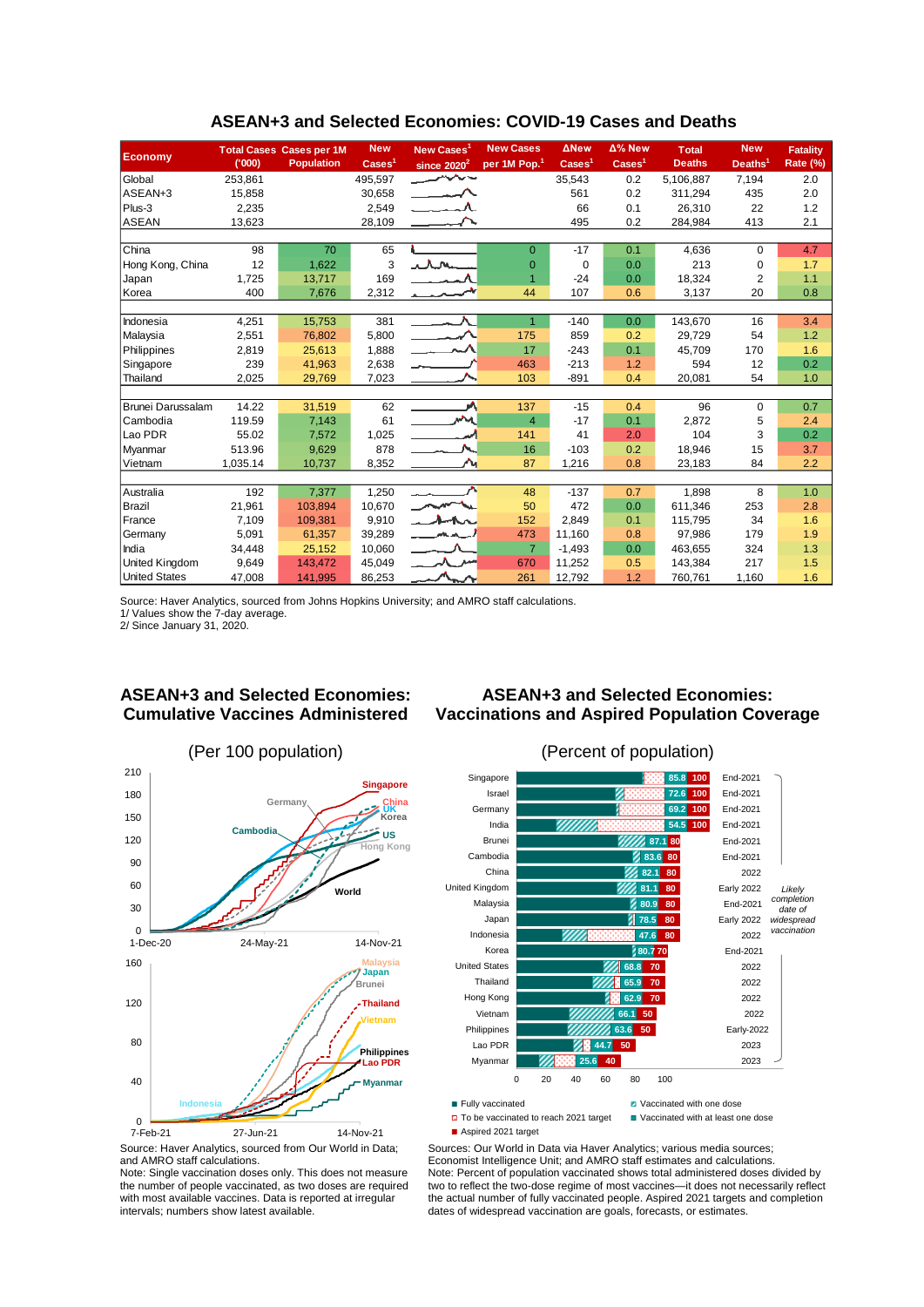## ASEAN+3 and Selected Economies: COVID-19 Cases and Deaths

| Economy | Total Cases ('000) | Cases per 1M Population | New Cases[1] | New Cases[1] since 2020[2] | New Cases per 1M Pop.[1] | ΔNew Cases[1] | Δ% New Cases[1] | Total Deaths | New Deaths[1] | Fatality Rate (%) |
|---|---|---|---|---|---|---|---|---|---|---|
| Global | 253,861 | | 495,597 | | | 35,543 | 0.2 | 5,106,887 | 7,194 | 2.0 |
| ASEAN+3 | 15,858 | | 30,658 | | | 561 | 0.2 | 311,294 | 435 | 2.0 |
| Plus-3 | 2,235 | | 2,549 | | | 66 | 0.1 | 26,310 | 22 | 1.2 |
| ASEAN | 13,623 | | 28,109 | | | 495 | 0.2 | 284,984 | 413 | 2.1 |
| | | | | | | | | | | |
| China | 98 | 70 | 65 | | 0 | -17 | 0.1 | 4,636 | 0 | 4.7 |
| Hong Kong, China | 12 | 1,622 | 3 | | 0 | 0 | 0.0 | 213 | 0 | 1.7 |
| Japan | 1,725 | 13,717 | 169 | | 1 | -24 | 0.0 | 18,324 | 2 | 1.1 |
| Korea | 400 | 7,676 | 2,312 | | 44 | 107 | 0.6 | 3,137 | 20 | 0.8 |
| | | | | | | | | | | |
| Indonesia | 4,251 | 15,753 | 381 | | 1 | -140 | 0.0 | 143,670 | 16 | 3.4 |
| Malaysia | 2,551 | 76,802 | 5,800 | | 175 | 859 | 0.2 | 29,729 | 54 | 1.2 |
| Philippines | 2,819 | 25,613 | 1,888 | | 17 | -243 | 0.1 | 45,709 | 170 | 1.6 |
| Singapore | 239 | 41,963 | 2,638 | | 463 | -213 | 1.2 | 594 | 12 | 0.2 |
| Thailand | 2,025 | 29,769 | 7,023 | | 103 | -891 | 0.4 | 20,081 | 54 | 1.0 |
| | | | | | | | | | | |
| Brunei Darussalam | 14.22 | 31,519 | 62 | | 137 | -15 | 0.4 | 96 | 0 | 0.7 |
| Cambodia | 119.59 | 7,143 | 61 | | 4 | -17 | 0.1 | 2,872 | 5 | 2.4 |
| Lao PDR | 55.02 | 7,572 | 1,025 | | 141 | 41 | 2.0 | 104 | 3 | 0.2 |
| Myanmar | 513.96 | 9,629 | 878 | | 16 | -103 | 0.2 | 18,946 | 15 | 3.7 |
| Vietnam | 1,035.14 | 10,737 | 8,352 | | 87 | 1,216 | 0.8 | 23,183 | 84 | 2.2 |
| | | | | | | | | | | |
| Australia | 192 | 7,377 | 1,250 | | 48 | -137 | 0.7 | 1,898 | 8 | 1.0 |
| Brazil | 21,961 | 103,894 | 10,670 | | 50 | 472 | 0.0 | 611,346 | 253 | 2.8 |
| France | 7,109 | 109,381 | 9,910 | | 152 | 2,849 | 0.1 | 115,795 | 34 | 1.6 |
| Germany | 5,091 | 61,357 | 39,289 | | 473 | 11,160 | 0.8 | 97,986 | 179 | 1.9 |
| India | 34,448 | 25,152 | 10,060 | | 7 | -1,493 | 0.0 | 463,655 | 324 | 1.3 |
| United Kingdom | 9,649 | 143,472 | 45,049 | | 670 | 11,252 | 0.5 | 143,384 | 217 | 1.5 |
| United States | 47,008 | 141,995 | 86,253 | | 261 | 12,792 | 1.2 | 760,761 | 1,160 | 1.6 |

Source: Haver Analytics, sourced from Johns Hopkins University; and AMRO staff calculations.
1/ Values show the 7-day average.
2/ Since January 31, 2020.

## ASEAN+3 and Selected Economies: Cumulative Vaccines Administered

(Per 100 population)

Singapore
China
UK
Korea
Germany
Cambodia
US
Hong Kong
World
1-Dec-20
24-May-21
14-Nov-21

Malaysia
Japan
Brunei
Thailand
Vietnam
Philippines
Lao PDR
Myanmar
Indonesia
7-Feb-21
27-Jun-21
14-Nov-21

Source: Haver Analytics, sourced from Our World in Data; and AMRO staff calculations.
Note: Single vaccination doses only. This does not measure the number of people vaccinated, as two doses are required with most available vaccines. Data is reported at irregular intervals; numbers show latest available.

## ASEAN+3 and Selected Economies: Vaccinations and Aspired Population Coverage

(Percent of population)

Singapore 85.8 100 End-2021
Israel 72.6 100 End-2021
Germany 69.2 100 End-2021
India 54.5 100 End-2021
Brunei 87.1 80 End-2021
Cambodia 83.6 80 End-2021
China 82.1 80 2022
United Kingdom 81.1 80 Early 2022
Malaysia 80.9 80 End-2021
Japan 78.5 80 Early 2022
Indonesia 47.6 80 2022
Korea 80.7 70 End-2021
United States 68.8 70 2022
Thailand 65.9 70 2022
Hong Kong 62.9 70 2022
Vietnam 66.1 50 2022
Philippines 63.6 50 Early-2022
Lao PDR 44.7 50 2023
Myanmar 25.6 40 2023

Likely completion date of widespread vaccination

Fully vaccinated
Vaccinated with one dose
To be vaccinated to reach 2021 target
Vaccinated with at least one dose
Aspired 2021 target

Sources: Our World in Data via Haver Analytics; various media sources; Economist Intelligence Unit; and AMRO staff estimates and calculations.
Note: Percent of population vaccinated shows total administered doses divided by two to reflect the two-dose regime of most vaccines—it does not necessarily reflect the actual number of fully vaccinated people. Aspired 2021 targets and completion dates of widespread vaccination are goals, forecasts, or estimates.